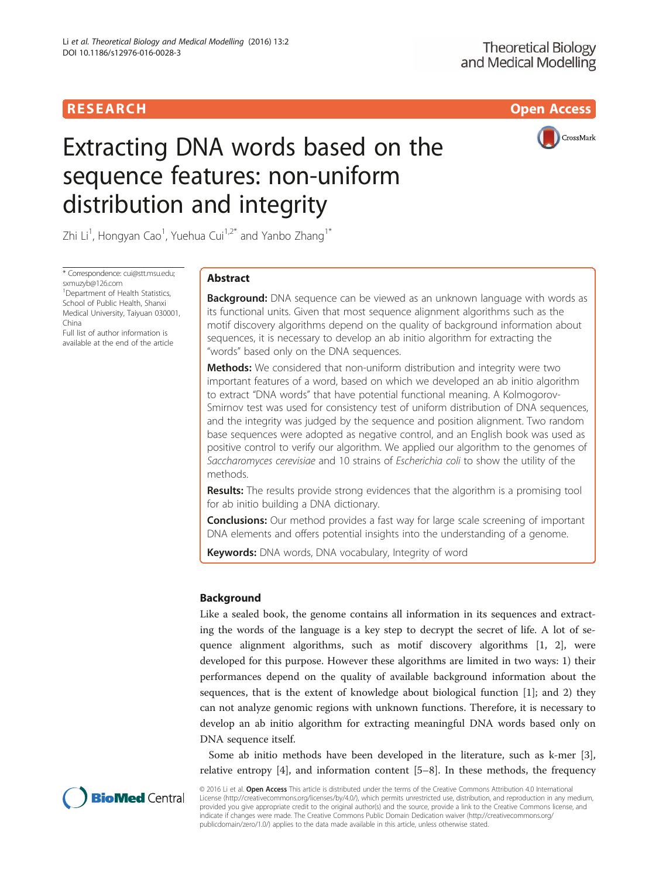RESEARCH

Open Access

# Extracting DNA words based on the sequence features: non-uniform distribution and integrity

Zhi Li[1], Hongyan Cao[1], Yuehua Cui[1,2*] and Yanbo Zhang[1*]

\* Correspondence: cui@stt.msu.edu; sxmuzyb@126.com
[1]Department of Health Statistics, School of Public Health, Shanxi Medical University, Taiyuan 030001, China
Full list of author information is available at the end of the article

## Abstract

**Background:** DNA sequence can be viewed as an unknown language with words as its functional units. Given that most sequence alignment algorithms such as the motif discovery algorithms depend on the quality of background information about sequences, it is necessary to develop an ab initio algorithm for extracting the "words" based only on the DNA sequences.

**Methods:** We considered that non-uniform distribution and integrity were two important features of a word, based on which we developed an ab initio algorithm to extract "DNA words" that have potential functional meaning. A Kolmogorov-Smirnov test was used for consistency test of uniform distribution of DNA sequences, and the integrity was judged by the sequence and position alignment. Two random base sequences were adopted as negative control, and an English book was used as positive control to verify our algorithm. We applied our algorithm to the genomes of *Saccharomyces cerevisiae* and 10 strains of *Escherichia coli* to show the utility of the methods.

**Results:** The results provide strong evidences that the algorithm is a promising tool for ab initio building a DNA dictionary.

**Conclusions:** Our method provides a fast way for large scale screening of important DNA elements and offers potential insights into the understanding of a genome.

**Keywords:** DNA words, DNA vocabulary, Integrity of word

## Background

Like a sealed book, the genome contains all information in its sequences and extracting the words of the language is a key step to decrypt the secret of life. A lot of sequence alignment algorithms, such as motif discovery algorithms [1, 2], were developed for this purpose. However these algorithms are limited in two ways: 1) their performances depend on the quality of available background information about the sequences, that is the extent of knowledge about biological function [1]; and 2) they can not analyze genomic regions with unknown functions. Therefore, it is necessary to develop an ab initio algorithm for extracting meaningful DNA words based only on DNA sequence itself.

Some ab initio methods have been developed in the literature, such as k-mer [3], relative entropy [4], and information content [5–8]. In these methods, the frequency

© 2016 Li et al. **Open Access** This article is distributed under the terms of the Creative Commons Attribution 4.0 International License (http://creativecommons.org/licenses/by/4.0/), which permits unrestricted use, distribution, and reproduction in any medium, provided you give appropriate credit to the original author(s) and the source, provide a link to the Creative Commons license, and indicate if changes were made. The Creative Commons Public Domain Dedication waiver (http://creativecommons.org/publicdomain/zero/1.0/) applies to the data made available in this article, unless otherwise stated.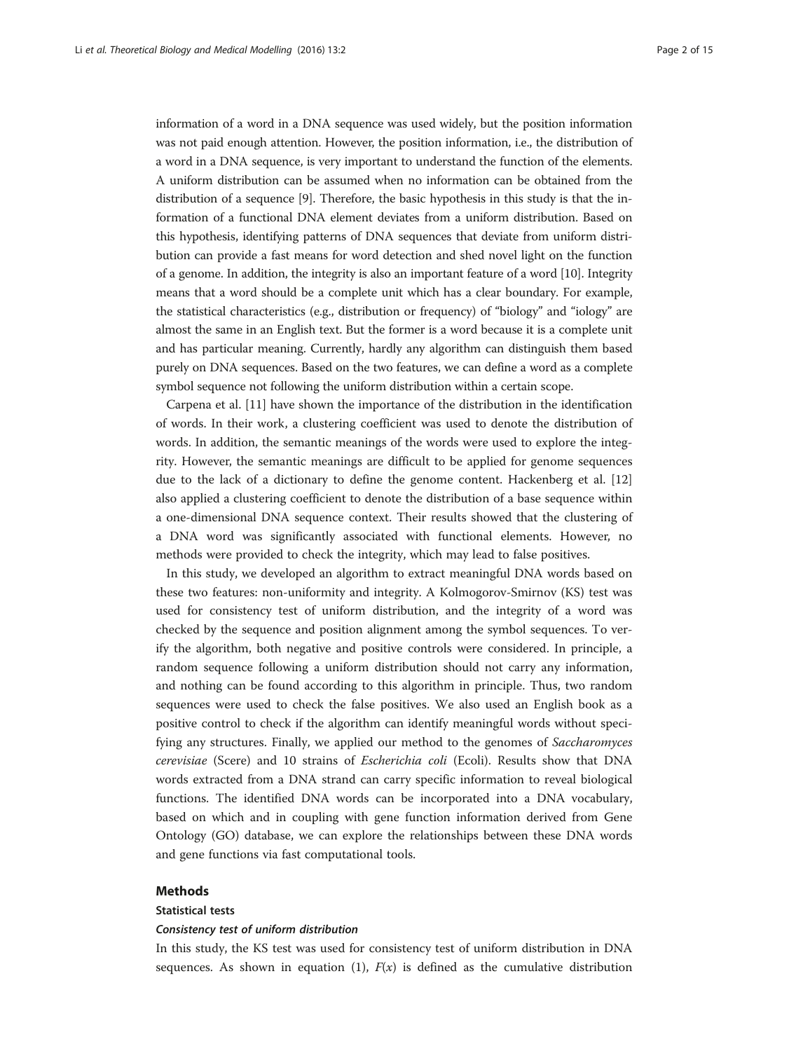information of a word in a DNA sequence was used widely, but the position information was not paid enough attention. However, the position information, i.e., the distribution of a word in a DNA sequence, is very important to understand the function of the elements. A uniform distribution can be assumed when no information can be obtained from the distribution of a sequence [9]. Therefore, the basic hypothesis in this study is that the information of a functional DNA element deviates from a uniform distribution. Based on this hypothesis, identifying patterns of DNA sequences that deviate from uniform distribution can provide a fast means for word detection and shed novel light on the function of a genome. In addition, the integrity is also an important feature of a word [10]. Integrity means that a word should be a complete unit which has a clear boundary. For example, the statistical characteristics (e.g., distribution or frequency) of "biology" and "iology" are almost the same in an English text. But the former is a word because it is a complete unit and has particular meaning. Currently, hardly any algorithm can distinguish them based purely on DNA sequences. Based on the two features, we can define a word as a complete symbol sequence not following the uniform distribution within a certain scope.

Carpena et al. [11] have shown the importance of the distribution in the identification of words. In their work, a clustering coefficient was used to denote the distribution of words. In addition, the semantic meanings of the words were used to explore the integrity. However, the semantic meanings are difficult to be applied for genome sequences due to the lack of a dictionary to define the genome content. Hackenberg et al. [12] also applied a clustering coefficient to denote the distribution of a base sequence within a one-dimensional DNA sequence context. Their results showed that the clustering of a DNA word was significantly associated with functional elements. However, no methods were provided to check the integrity, which may lead to false positives.

In this study, we developed an algorithm to extract meaningful DNA words based on these two features: non-uniformity and integrity. A Kolmogorov-Smirnov (KS) test was used for consistency test of uniform distribution, and the integrity of a word was checked by the sequence and position alignment among the symbol sequences. To verify the algorithm, both negative and positive controls were considered. In principle, a random sequence following a uniform distribution should not carry any information, and nothing can be found according to this algorithm in principle. Thus, two random sequences were used to check the false positives. We also used an English book as a positive control to check if the algorithm can identify meaningful words without specifying any structures. Finally, we applied our method to the genomes of *Saccharomyces cerevisiae* (Scere) and 10 strains of *Escherichia coli* (Ecoli). Results show that DNA words extracted from a DNA strand can carry specific information to reveal biological functions. The identified DNA words can be incorporated into a DNA vocabulary, based on which and in coupling with gene function information derived from Gene Ontology (GO) database, we can explore the relationships between these DNA words and gene functions via fast computational tools.

## Methods

### Statistical tests

#### *Consistency test of uniform distribution*

In this study, the KS test was used for consistency test of uniform distribution in DNA sequences. As shown in equation (1), $F(x)$ is defined as the cumulative distribution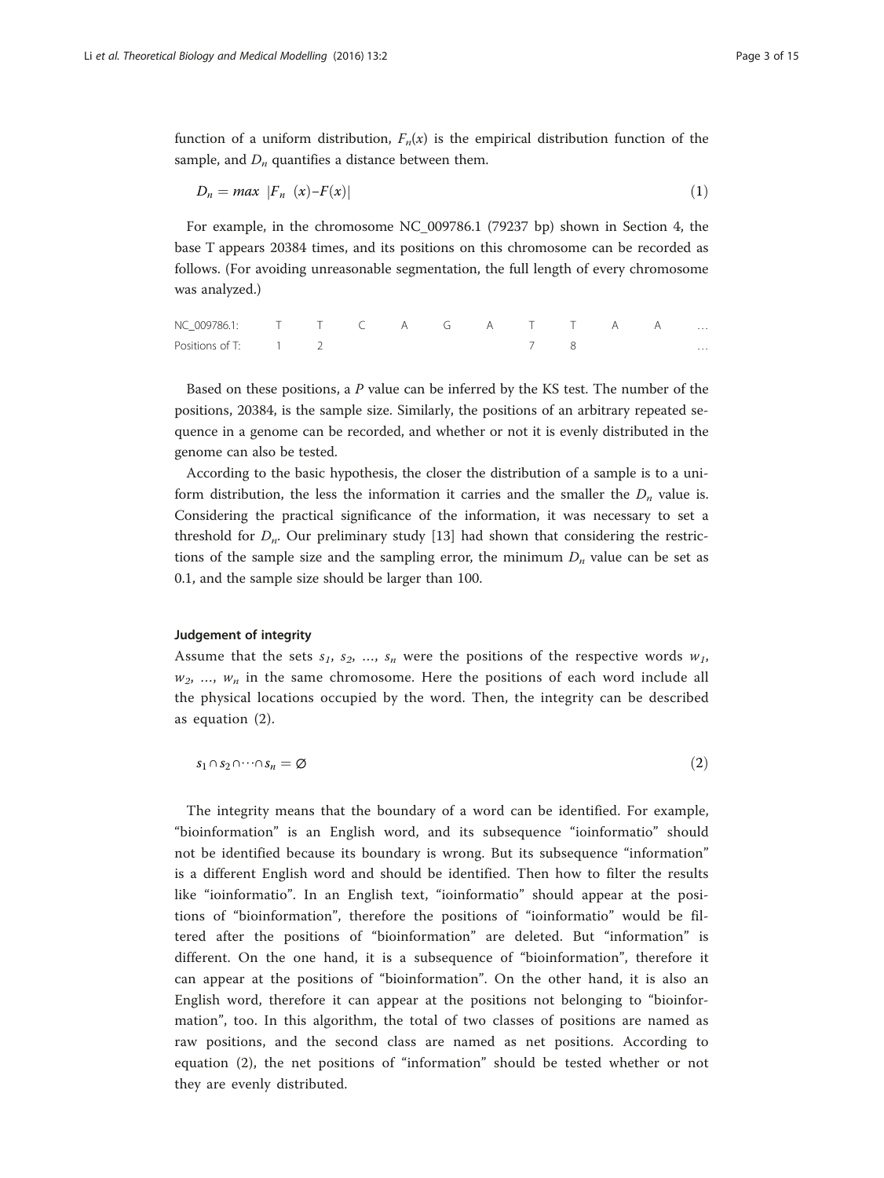function of a uniform distribution, $F_n(x)$ is the empirical distribution function of the sample, and $D_n$ quantifies a distance between them.

$$D_n = max \ |F_n \ (x) - F(x)| \tag{1}$$

For example, in the chromosome NC_009786.1 (79237 bp) shown in Section 4, the base T appears 20384 times, and its positions on this chromosome can be recorded as follows. (For avoiding unreasonable segmentation, the full length of every chromosome was analyzed.)

| NC_009786.1: | T | T | C | A | G | A | T | T | A | A | … |
|---|---|---|---|---|---|---|---|---|---|---|---|
| Positions of T: | 1 | 2 | | | | | 7 | 8 | | | … |

Based on these positions, a $P$ value can be inferred by the KS test. The number of the positions, 20384, is the sample size. Similarly, the positions of an arbitrary repeated sequence in a genome can be recorded, and whether or not it is evenly distributed in the genome can also be tested.

According to the basic hypothesis, the closer the distribution of a sample is to a uniform distribution, the less the information it carries and the smaller the $D_n$ value is. Considering the practical significance of the information, it was necessary to set a threshold for $D_n$. Our preliminary study [13] had shown that considering the restrictions of the sample size and the sampling error, the minimum $D_n$ value can be set as 0.1, and the sample size should be larger than 100.

#### Judgement of integrity

Assume that the sets $s_1$, $s_2$, …, $s_n$ were the positions of the respective words $w_1$, $w_2$, …, $w_n$ in the same chromosome. Here the positions of each word include all the physical locations occupied by the word. Then, the integrity can be described as equation (2).

$$s_1 \cap s_2 \cap \cdots \cap s_n = \varnothing \tag{2}$$

The integrity means that the boundary of a word can be identified. For example, "bioinformation" is an English word, and its subsequence "ioinformatio" should not be identified because its boundary is wrong. But its subsequence "information" is a different English word and should be identified. Then how to filter the results like "ioinformatio". In an English text, "ioinformatio" should appear at the positions of "bioinformation", therefore the positions of "ioinformatio" would be filtered after the positions of "bioinformation" are deleted. But "information" is different. On the one hand, it is a subsequence of "bioinformation", therefore it can appear at the positions of "bioinformation". On the other hand, it is also an English word, therefore it can appear at the positions not belonging to "bioinformation", too. In this algorithm, the total of two classes of positions are named as raw positions, and the second class are named as net positions. According to equation (2), the net positions of "information" should be tested whether or not they are evenly distributed.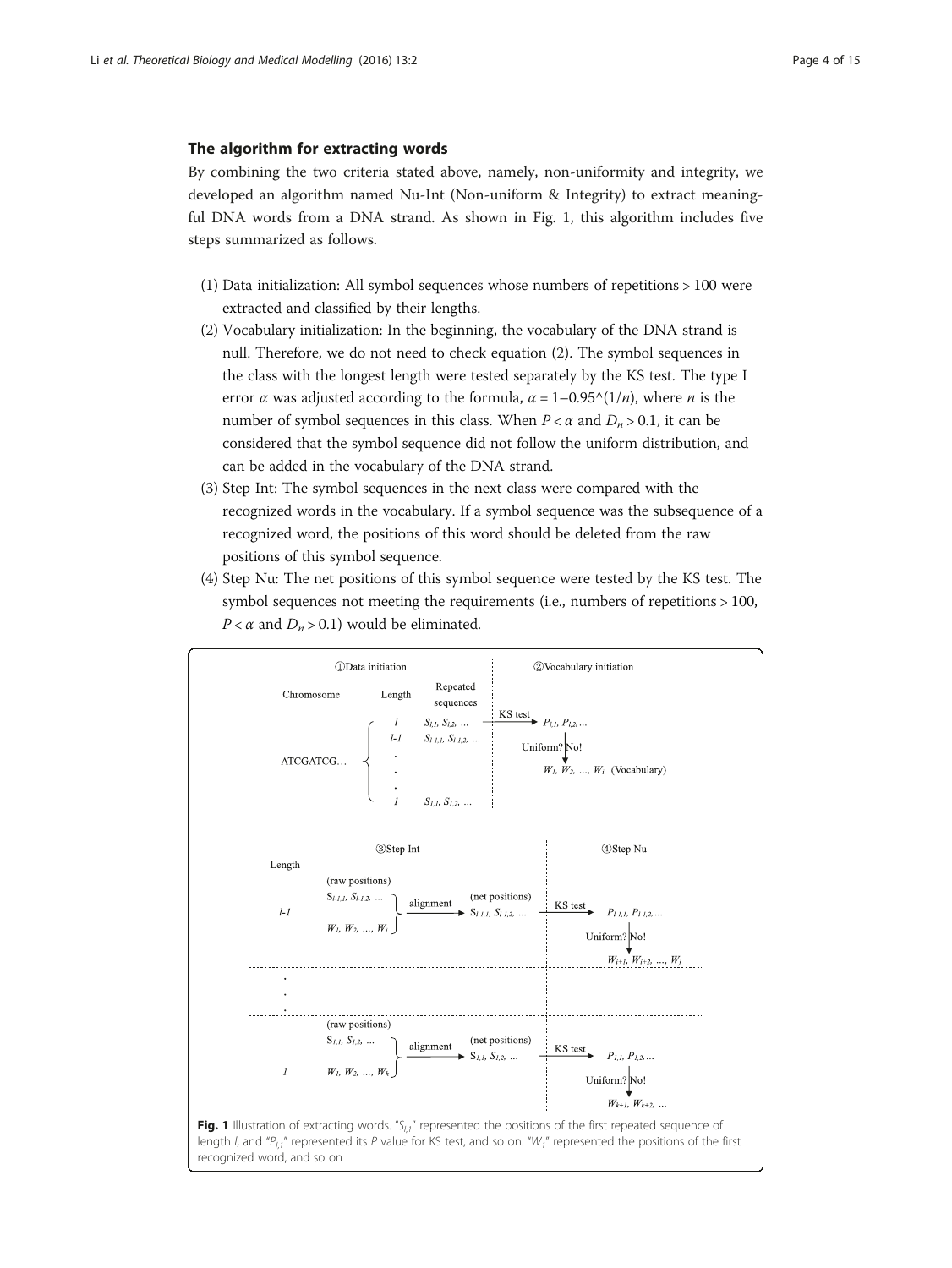## The algorithm for extracting words

By combining the two criteria stated above, namely, non-uniformity and integrity, we developed an algorithm named Nu-Int (Non-uniform & Integrity) to extract meaningful DNA words from a DNA strand. As shown in Fig. 1, this algorithm includes five steps summarized as follows.

(1) Data initialization: All symbol sequences whose numbers of repetitions > 100 were extracted and classified by their lengths.
(2) Vocabulary initialization: In the beginning, the vocabulary of the DNA strand is null. Therefore, we do not need to check equation (2). The symbol sequences in the class with the longest length were tested separately by the KS test. The type I error $\alpha$ was adjusted according to the formula, $\alpha = 1{-}0.95\char`^(1/n)$, where $n$ is the number of symbol sequences in this class. When $P < \alpha$ and $D_n > 0.1$, it can be considered that the symbol sequence did not follow the uniform distribution, and can be added in the vocabulary of the DNA strand.
(3) Step Int: The symbol sequences in the next class were compared with the recognized words in the vocabulary. If a symbol sequence was the subsequence of a recognized word, the positions of this word should be deleted from the raw positions of this symbol sequence.
(4) Step Nu: The net positions of this symbol sequence were tested by the KS test. The symbol sequences not meeting the requirements (i.e., numbers of repetitions > 100, $P < \alpha$ and $D_n > 0.1$) would be eliminated.

**Fig. 1** Illustration of extracting words. "$S_{l,1}$" represented the positions of the first repeated sequence of length $l$, and "$P_{l,1}$" represented its $P$ value for KS test, and so on. "$W_1$" represented the positions of the first recognized word, and so on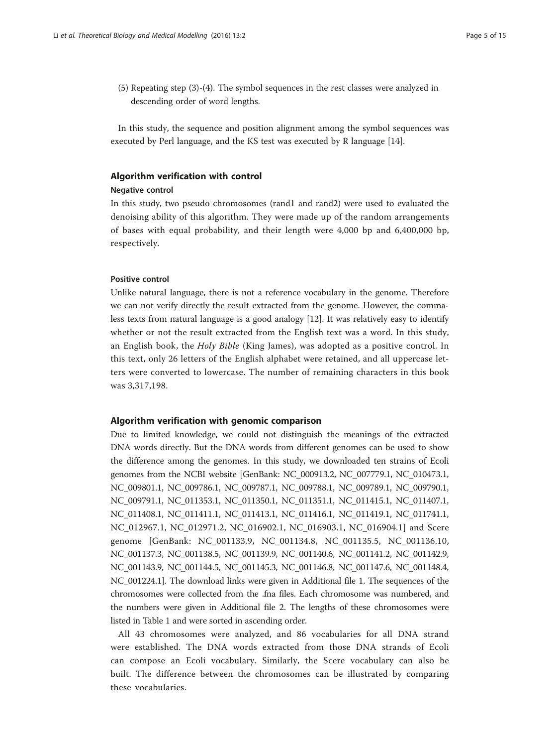(5) Repeating step (3)-(4). The symbol sequences in the rest classes were analyzed in descending order of word lengths.

In this study, the sequence and position alignment among the symbol sequences was executed by Perl language, and the KS test was executed by R language [14].

## Algorithm verification with control

### Negative control

In this study, two pseudo chromosomes (rand1 and rand2) were used to evaluated the denoising ability of this algorithm. They were made up of the random arrangements of bases with equal probability, and their length were 4,000 bp and 6,400,000 bp, respectively.

### Positive control

Unlike natural language, there is not a reference vocabulary in the genome. Therefore we can not verify directly the result extracted from the genome. However, the commaless texts from natural language is a good analogy [12]. It was relatively easy to identify whether or not the result extracted from the English text was a word. In this study, an English book, the *Holy Bible* (King James), was adopted as a positive control. In this text, only 26 letters of the English alphabet were retained, and all uppercase letters were converted to lowercase. The number of remaining characters in this book was 3,317,198.

## Algorithm verification with genomic comparison

Due to limited knowledge, we could not distinguish the meanings of the extracted DNA words directly. But the DNA words from different genomes can be used to show the difference among the genomes. In this study, we downloaded ten strains of Ecoli genomes from the NCBI website [GenBank: NC_000913.2, NC_007779.1, NC_010473.1, NC_009801.1, NC_009786.1, NC_009787.1, NC_009788.1, NC_009789.1, NC_009790.1, NC_009791.1, NC_011353.1, NC_011350.1, NC_011351.1, NC_011415.1, NC_011407.1, NC_011408.1, NC_011411.1, NC_011413.1, NC_011416.1, NC_011419.1, NC_011741.1, NC_012967.1, NC_012971.2, NC_016902.1, NC_016903.1, NC_016904.1] and Scere genome [GenBank: NC_001133.9, NC_001134.8, NC_001135.5, NC_001136.10, NC_001137.3, NC_001138.5, NC_001139.9, NC_001140.6, NC_001141.2, NC_001142.9, NC_001143.9, NC_001144.5, NC_001145.3, NC_001146.8, NC_001147.6, NC_001148.4, NC_001224.1]. The download links were given in Additional file 1. The sequences of the chromosomes were collected from the .fna files. Each chromosome was numbered, and the numbers were given in Additional file 2. The lengths of these chromosomes were listed in Table 1 and were sorted in ascending order.

All 43 chromosomes were analyzed, and 86 vocabularies for all DNA strand were established. The DNA words extracted from those DNA strands of Ecoli can compose an Ecoli vocabulary. Similarly, the Scere vocabulary can also be built. The difference between the chromosomes can be illustrated by comparing these vocabularies.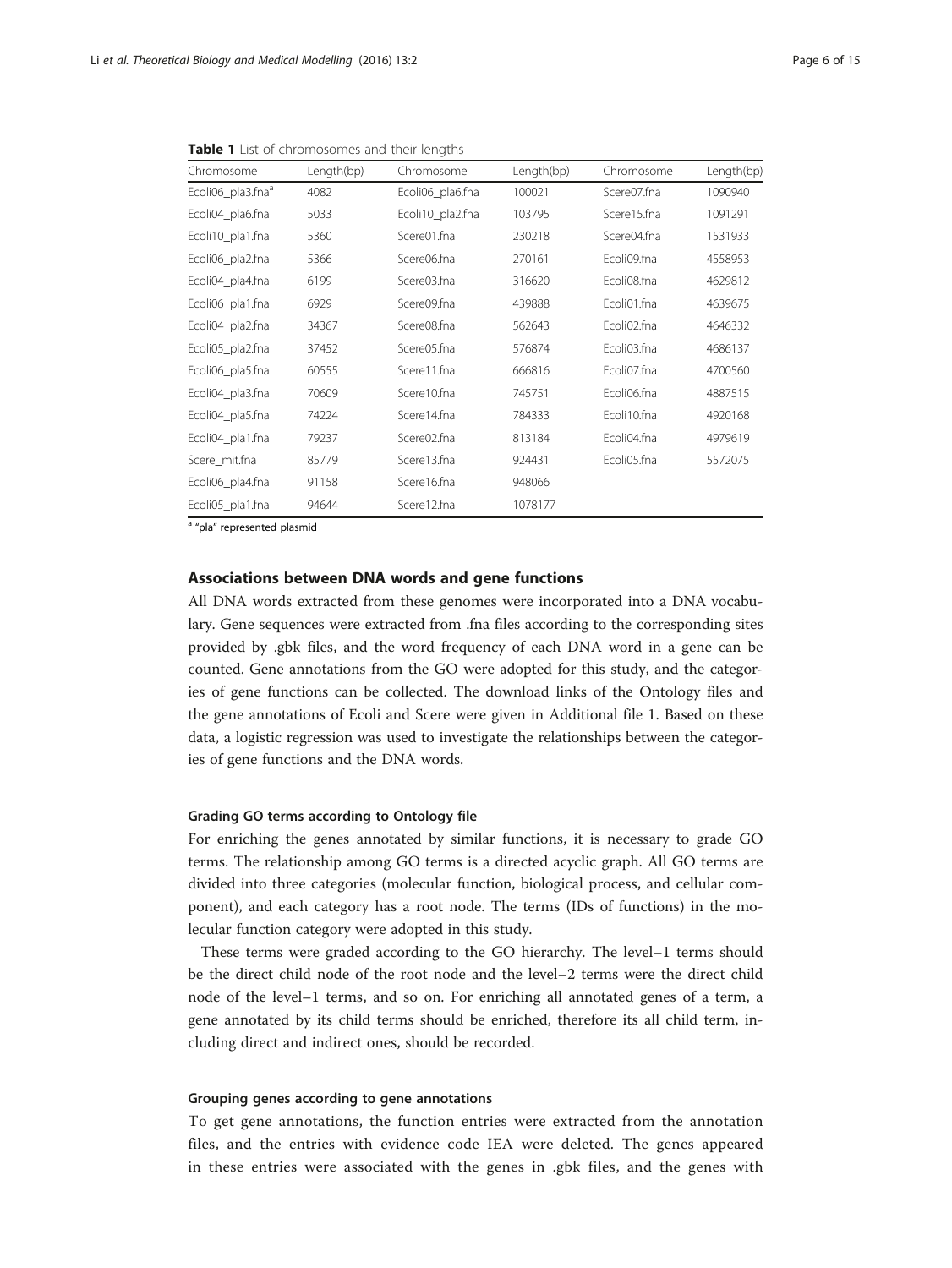**Table 1** List of chromosomes and their lengths

| Chromosome | Length(bp) | Chromosome | Length(bp) | Chromosome | Length(bp) |
|---|---|---|---|---|---|
| Ecoli06_pla3.fna[a] | 4082 | Ecoli06_pla6.fna | 100021 | Scere07.fna | 1090940 |
| Ecoli04_pla6.fna | 5033 | Ecoli10_pla2.fna | 103795 | Scere15.fna | 1091291 |
| Ecoli10_pla1.fna | 5360 | Scere01.fna | 230218 | Scere04.fna | 1531933 |
| Ecoli06_pla2.fna | 5366 | Scere06.fna | 270161 | Ecoli09.fna | 4558953 |
| Ecoli04_pla4.fna | 6199 | Scere03.fna | 316620 | Ecoli08.fna | 4629812 |
| Ecoli06_pla1.fna | 6929 | Scere09.fna | 439888 | Ecoli01.fna | 4639675 |
| Ecoli04_pla2.fna | 34367 | Scere08.fna | 562643 | Ecoli02.fna | 4646332 |
| Ecoli05_pla2.fna | 37452 | Scere05.fna | 576874 | Ecoli03.fna | 4686137 |
| Ecoli06_pla5.fna | 60555 | Scere11.fna | 666816 | Ecoli07.fna | 4700560 |
| Ecoli04_pla3.fna | 70609 | Scere10.fna | 745751 | Ecoli06.fna | 4887515 |
| Ecoli04_pla5.fna | 74224 | Scere14.fna | 784333 | Ecoli10.fna | 4920168 |
| Ecoli04_pla1.fna | 79237 | Scere02.fna | 813184 | Ecoli04.fna | 4979619 |
| Scere_mit.fna | 85779 | Scere13.fna | 924431 | Ecoli05.fna | 5572075 |
| Ecoli06_pla4.fna | 91158 | Scere16.fna | 948066 | | |
| Ecoli05_pla1.fna | 94644 | Scere12.fna | 1078177 | | |

[a] "pla" represented plasmid

## Associations between DNA words and gene functions

All DNA words extracted from these genomes were incorporated into a DNA vocabulary. Gene sequences were extracted from .fna files according to the corresponding sites provided by .gbk files, and the word frequency of each DNA word in a gene can be counted. Gene annotations from the GO were adopted for this study, and the categories of gene functions can be collected. The download links of the Ontology files and the gene annotations of Ecoli and Scere were given in Additional file 1. Based on these data, a logistic regression was used to investigate the relationships between the categories of gene functions and the DNA words.

### Grading GO terms according to Ontology file

For enriching the genes annotated by similar functions, it is necessary to grade GO terms. The relationship among GO terms is a directed acyclic graph. All GO terms are divided into three categories (molecular function, biological process, and cellular component), and each category has a root node. The terms (IDs of functions) in the molecular function category were adopted in this study.

These terms were graded according to the GO hierarchy. The level−1 terms should be the direct child node of the root node and the level−2 terms were the direct child node of the level−1 terms, and so on. For enriching all annotated genes of a term, a gene annotated by its child terms should be enriched, therefore its all child term, including direct and indirect ones, should be recorded.

### Grouping genes according to gene annotations

To get gene annotations, the function entries were extracted from the annotation files, and the entries with evidence code IEA were deleted. The genes appeared in these entries were associated with the genes in .gbk files, and the genes with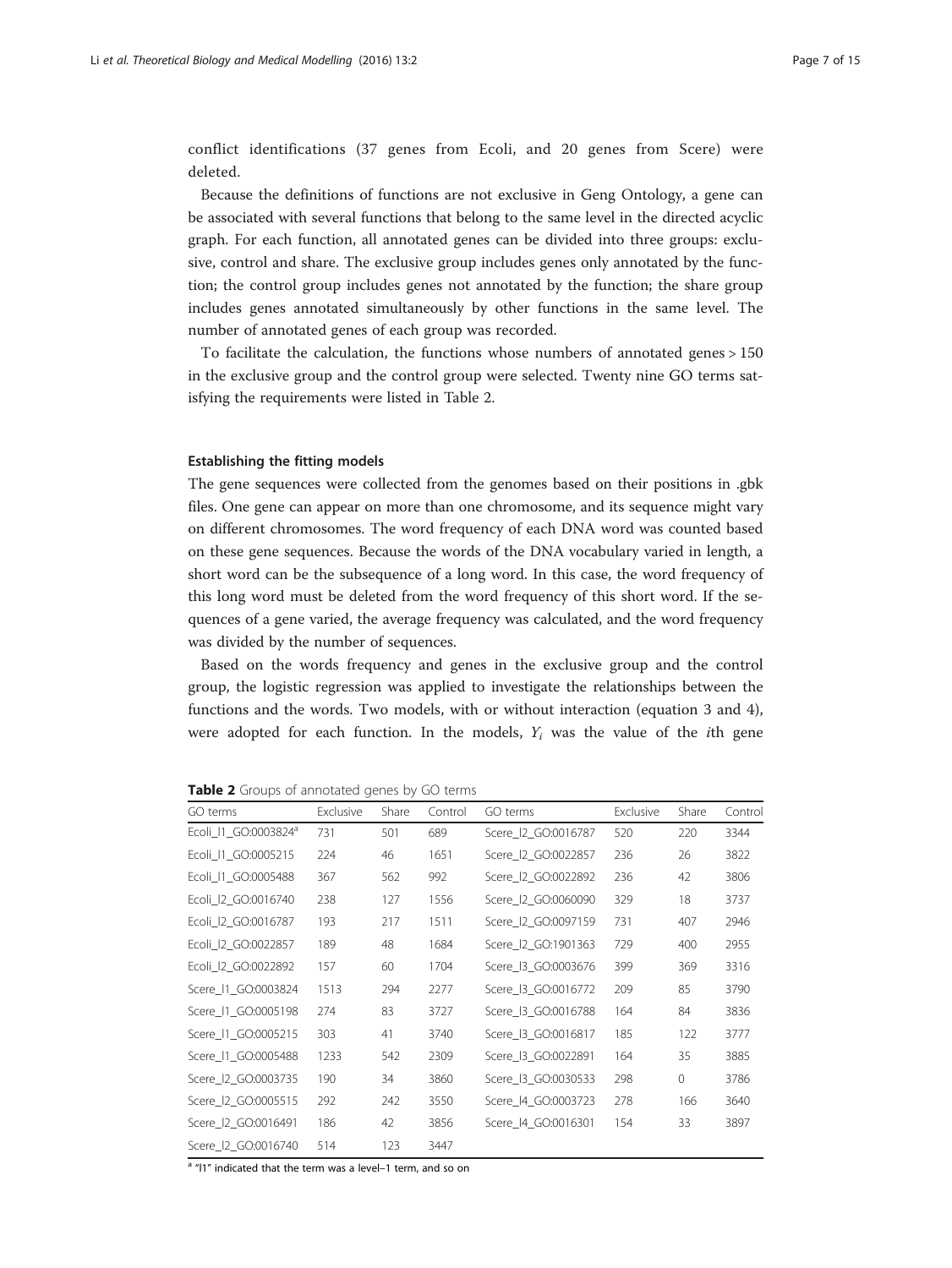conflict identifications (37 genes from Ecoli, and 20 genes from Scere) were deleted.

Because the definitions of functions are not exclusive in Geng Ontology, a gene can be associated with several functions that belong to the same level in the directed acyclic graph. For each function, all annotated genes can be divided into three groups: exclusive, control and share. The exclusive group includes genes only annotated by the function; the control group includes genes not annotated by the function; the share group includes genes annotated simultaneously by other functions in the same level. The number of annotated genes of each group was recorded.

To facilitate the calculation, the functions whose numbers of annotated genes > 150 in the exclusive group and the control group were selected. Twenty nine GO terms satisfying the requirements were listed in Table 2.

### Establishing the fitting models

The gene sequences were collected from the genomes based on their positions in .gbk files. One gene can appear on more than one chromosome, and its sequence might vary on different chromosomes. The word frequency of each DNA word was counted based on these gene sequences. Because the words of the DNA vocabulary varied in length, a short word can be the subsequence of a long word. In this case, the word frequency of this long word must be deleted from the word frequency of this short word. If the sequences of a gene varied, the average frequency was calculated, and the word frequency was divided by the number of sequences.

Based on the words frequency and genes in the exclusive group and the control group, the logistic regression was applied to investigate the relationships between the functions and the words. Two models, with or without interaction (equation 3 and 4), were adopted for each function. In the models, $Y_i$ was the value of the $i$th gene

**Table 2** Groups of annotated genes by GO terms

| GO terms | Exclusive | Share | Control | GO terms | Exclusive | Share | Control |
|---|---|---|---|---|---|---|---|
| Ecoli_l1_GO:0003824[a] | 731 | 501 | 689 | Scere_l2_GO:0016787 | 520 | 220 | 3344 |
| Ecoli_l1_GO:0005215 | 224 | 46 | 1651 | Scere_l2_GO:0022857 | 236 | 26 | 3822 |
| Ecoli_l1_GO:0005488 | 367 | 562 | 992 | Scere_l2_GO:0022892 | 236 | 42 | 3806 |
| Ecoli_l2_GO:0016740 | 238 | 127 | 1556 | Scere_l2_GO:0060090 | 329 | 18 | 3737 |
| Ecoli_l2_GO:0016787 | 193 | 217 | 1511 | Scere_l2_GO:0097159 | 731 | 407 | 2946 |
| Ecoli_l2_GO:0022857 | 189 | 48 | 1684 | Scere_l2_GO:1901363 | 729 | 400 | 2955 |
| Ecoli_l2_GO:0022892 | 157 | 60 | 1704 | Scere_l3_GO:0003676 | 399 | 369 | 3316 |
| Scere_l1_GO:0003824 | 1513 | 294 | 2277 | Scere_l3_GO:0016772 | 209 | 85 | 3790 |
| Scere_l1_GO:0005198 | 274 | 83 | 3727 | Scere_l3_GO:0016788 | 164 | 84 | 3836 |
| Scere_l1_GO:0005215 | 303 | 41 | 3740 | Scere_l3_GO:0016817 | 185 | 122 | 3777 |
| Scere_l1_GO:0005488 | 1233 | 542 | 2309 | Scere_l3_GO:0022891 | 164 | 35 | 3885 |
| Scere_l2_GO:0003735 | 190 | 34 | 3860 | Scere_l3_GO:0030533 | 298 | 0 | 3786 |
| Scere_l2_GO:0005515 | 292 | 242 | 3550 | Scere_l4_GO:0003723 | 278 | 166 | 3640 |
| Scere_l2_GO:0016491 | 186 | 42 | 3856 | Scere_l4_GO:0016301 | 154 | 33 | 3897 |
| Scere_l2_GO:0016740 | 514 | 123 | 3447 | | | | |

[a] "l1" indicated that the term was a level–1 term, and so on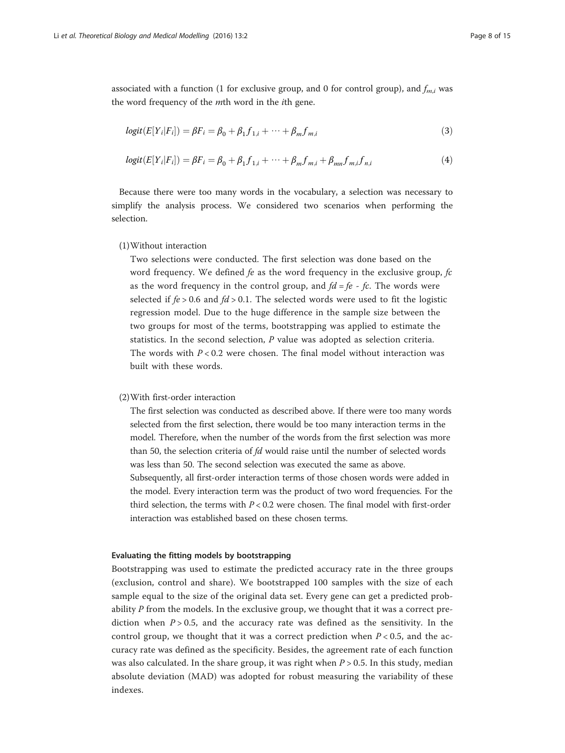associated with a function (1 for exclusive group, and 0 for control group), and $f_{m,i}$ was the word frequency of the $m$th word in the $i$th gene.

$$logit(E[Y_i|F_i]) = \beta F_i = \beta_0 + \beta_1 f_{1,i} + \cdots + \beta_m f_{m,i} \tag{3}$$

$$logit(E[Y_i|F_i]) = \beta F_i = \beta_0 + \beta_1 f_{1,i} + \cdots + \beta_m f_{m,i} + \beta_{mn} f_{m,i} f_{n,i} \tag{4}$$

Because there were too many words in the vocabulary, a selection was necessary to simplify the analysis process. We considered two scenarios when performing the selection.

(1) Without interaction

Two selections were conducted. The first selection was done based on the word frequency. We defined $fe$ as the word frequency in the exclusive group, $fc$ as the word frequency in the control group, and $fd = fe - fc$. The words were selected if $fe > 0.6$ and $fd > 0.1$. The selected words were used to fit the logistic regression model. Due to the huge difference in the sample size between the two groups for most of the terms, bootstrapping was applied to estimate the statistics. In the second selection, $P$ value was adopted as selection criteria. The words with $P < 0.2$ were chosen. The final model without interaction was built with these words.

(2) With first-order interaction

The first selection was conducted as described above. If there were too many words selected from the first selection, there would be too many interaction terms in the model. Therefore, when the number of the words from the first selection was more than 50, the selection criteria of $fd$ would raise until the number of selected words was less than 50. The second selection was executed the same as above. Subsequently, all first-order interaction terms of those chosen words were added in the model. Every interaction term was the product of two word frequencies. For the third selection, the terms with $P < 0.2$ were chosen. The final model with first-order interaction was established based on these chosen terms.

#### Evaluating the fitting models by bootstrapping

Bootstrapping was used to estimate the predicted accuracy rate in the three groups (exclusion, control and share). We bootstrapped 100 samples with the size of each sample equal to the size of the original data set. Every gene can get a predicted probability $P$ from the models. In the exclusive group, we thought that it was a correct prediction when $P > 0.5$, and the accuracy rate was defined as the sensitivity. In the control group, we thought that it was a correct prediction when $P < 0.5$, and the accuracy rate was defined as the specificity. Besides, the agreement rate of each function was also calculated. In the share group, it was right when $P > 0.5$. In this study, median absolute deviation (MAD) was adopted for robust measuring the variability of these indexes.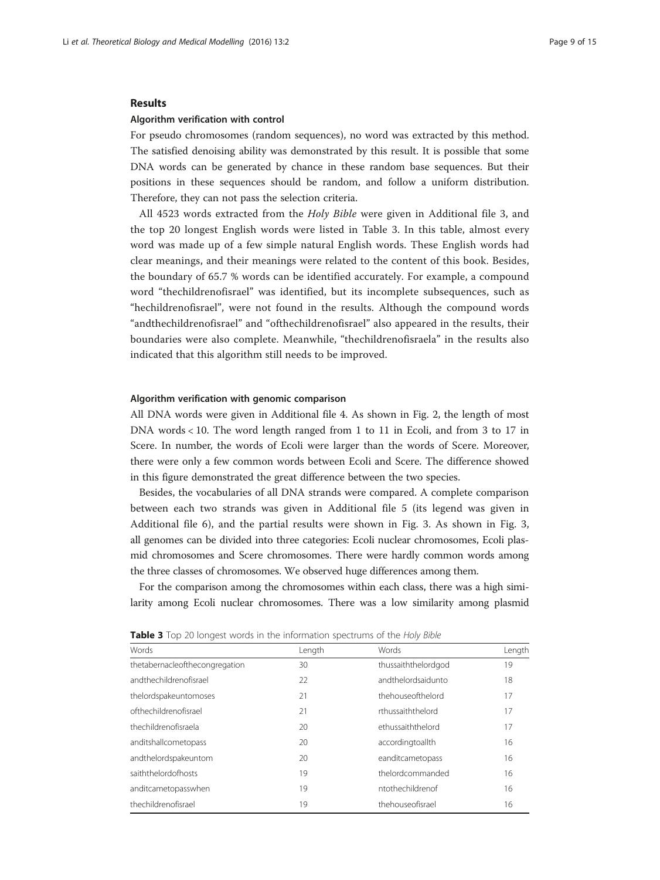## Results

### Algorithm verification with control

For pseudo chromosomes (random sequences), no word was extracted by this method. The satisfied denoising ability was demonstrated by this result. It is possible that some DNA words can be generated by chance in these random base sequences. But their positions in these sequences should be random, and follow a uniform distribution. Therefore, they can not pass the selection criteria.

All 4523 words extracted from the *Holy Bible* were given in Additional file 3, and the top 20 longest English words were listed in Table 3. In this table, almost every word was made up of a few simple natural English words. These English words had clear meanings, and their meanings were related to the content of this book. Besides, the boundary of 65.7 % words can be identified accurately. For example, a compound word "thechildrenofisrael" was identified, but its incomplete subsequences, such as "hechildrenofisrael", were not found in the results. Although the compound words "andthechildrenofisrael" and "ofthechildrenofisrael" also appeared in the results, their boundaries were also complete. Meanwhile, "thechildrenofisraela" in the results also indicated that this algorithm still needs to be improved.

### Algorithm verification with genomic comparison

All DNA words were given in Additional file 4. As shown in Fig. 2, the length of most DNA words < 10. The word length ranged from 1 to 11 in Ecoli, and from 3 to 17 in Scere. In number, the words of Ecoli were larger than the words of Scere. Moreover, there were only a few common words between Ecoli and Scere. The difference showed in this figure demonstrated the great difference between the two species.

Besides, the vocabularies of all DNA strands were compared. A complete comparison between each two strands was given in Additional file 5 (its legend was given in Additional file 6), and the partial results were shown in Fig. 3. As shown in Fig. 3, all genomes can be divided into three categories: Ecoli nuclear chromosomes, Ecoli plasmid chromosomes and Scere chromosomes. There were hardly common words among the three classes of chromosomes. We observed huge differences among them.

For the comparison among the chromosomes within each class, there was a high similarity among Ecoli nuclear chromosomes. There was a low similarity among plasmid

**Table 3** Top 20 longest words in the information spectrums of the *Holy Bible*

| Words | Length | Words | Length |
|---|---|---|---|
| thetabernacleofthecongregation | 30 | thussaiththelordgod | 19 |
| andthechildrenofisrael | 22 | andthelordsaidunto | 18 |
| thelordspakeuntomoses | 21 | thehouseofthelord | 17 |
| ofthechildrenofisrael | 21 | rthussaiththelord | 17 |
| thechildrenofisraela | 20 | ethussaiththelord | 17 |
| anditshallcometopass | 20 | accordingtoallth | 16 |
| andthelordspakeuntom | 20 | eanditcametopass | 16 |
| saiththelordofhosts | 19 | thelordcommanded | 16 |
| anditcametopasswhen | 19 | ntothechildrenof | 16 |
| thechildrenofisrael | 19 | thehouseofisrael | 16 |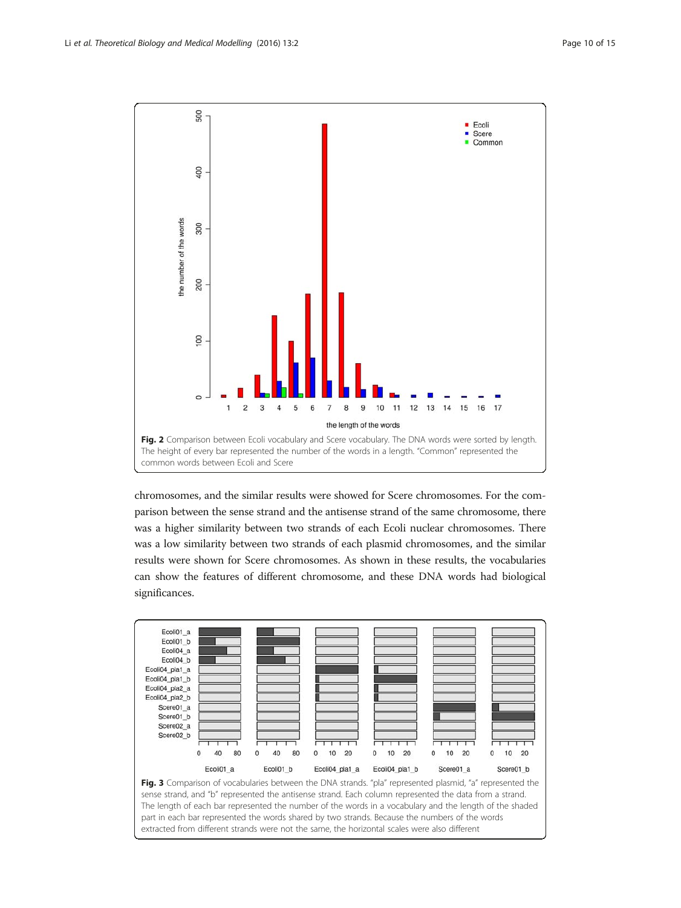Fig. 2 Comparison between Ecoli vocabulary and Scere vocabulary. The DNA words were sorted by length. The height of every bar represented the number of the words in a length. "Common" represented the common words between Ecoli and Scere

chromosomes, and the similar results were showed for Scere chromosomes. For the comparison between the sense strand and the antisense strand of the same chromosome, there was a higher similarity between two strands of each Ecoli nuclear chromosomes. There was a low similarity between two strands of each plasmid chromosomes, and the similar results were shown for Scere chromosomes. As shown in these results, the vocabularies can show the features of different chromosome, and these DNA words had biological significances.

Fig. 3 Comparison of vocabularies between the DNA strands. "pla" represented plasmid, "a" represented the sense strand, and "b" represented the antisense strand. Each column represented the data from a strand. The length of each bar represented the number of the words in a vocabulary and the length of the shaded part in each bar represented the words shared by two strands. Because the numbers of the words extracted from different strands were not the same, the horizontal scales were also different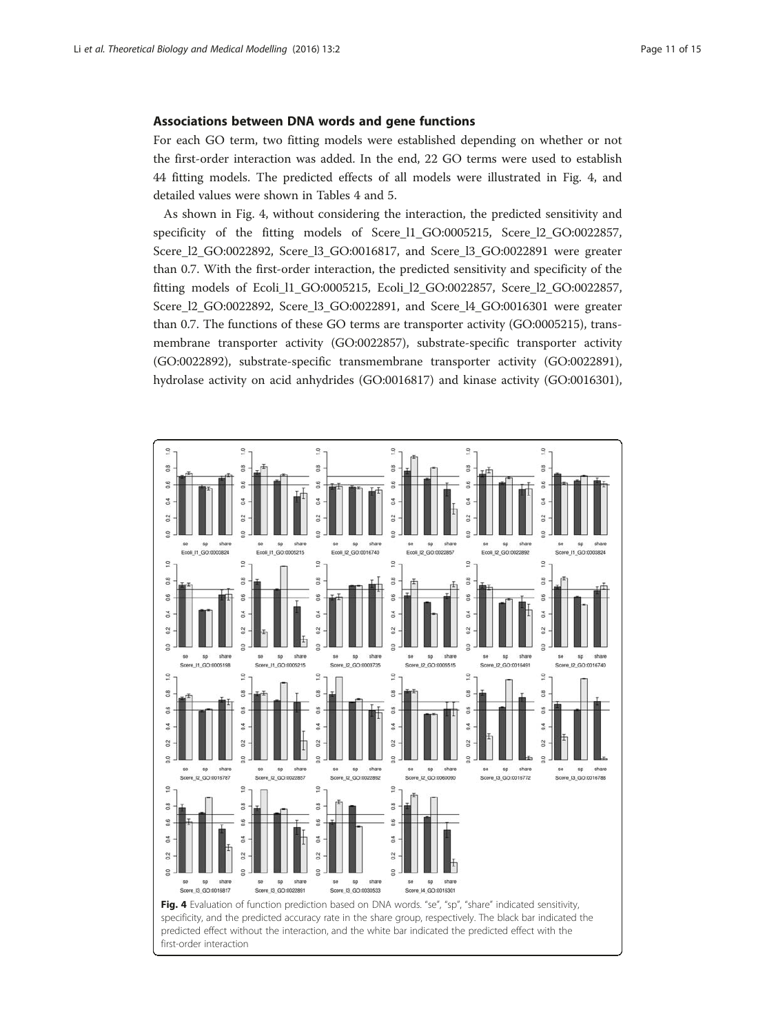### Associations between DNA words and gene functions

For each GO term, two fitting models were established depending on whether or not the first-order interaction was added. In the end, 22 GO terms were used to establish 44 fitting models. The predicted effects of all models were illustrated in Fig. 4, and detailed values were shown in Tables 4 and 5.

As shown in Fig. 4, without considering the interaction, the predicted sensitivity and specificity of the fitting models of Scere_l1_GO:0005215, Scere_l2_GO:0022857, Scere_l2_GO:0022892, Scere_l3_GO:0016817, and Scere_l3_GO:0022891 were greater than 0.7. With the first-order interaction, the predicted sensitivity and specificity of the fitting models of Ecoli_l1_GO:0005215, Ecoli_l2_GO:0022857, Scere_l2_GO:0022857, Scere_l2_GO:0022892, Scere_l3_GO:0022891, and Scere_l4_GO:0016301 were greater than 0.7. The functions of these GO terms are transporter activity (GO:0005215), transmembrane transporter activity (GO:0022857), substrate-specific transporter activity (GO:0022892), substrate-specific transmembrane transporter activity (GO:0022891), hydrolase activity on acid anhydrides (GO:0016817) and kinase activity (GO:0016301),

**Fig. 4** Evaluation of function prediction based on DNA words. "se", "sp", "share" indicated sensitivity, specificity, and the predicted accuracy rate in the share group, respectively. The black bar indicated the predicted effect without the interaction, and the white bar indicated the predicted effect with the first-order interaction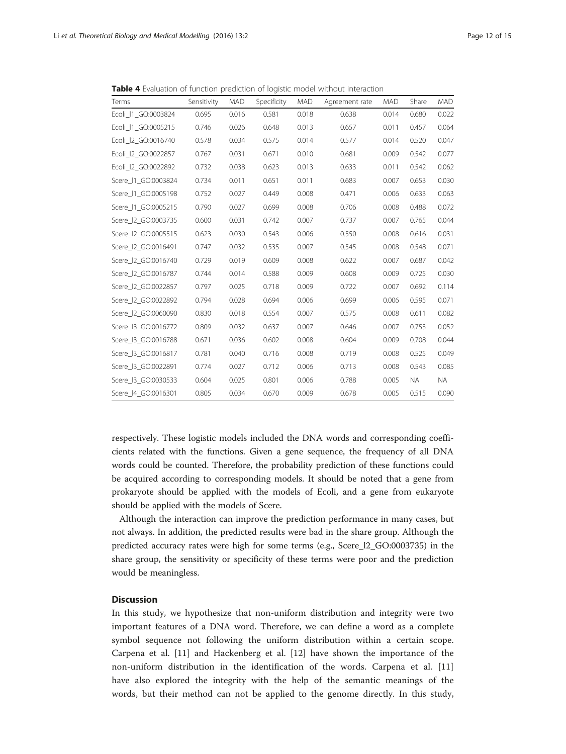**Table 4** Evaluation of function prediction of logistic model without interaction

| Terms | Sensitivity | MAD | Specificity | MAD | Agreement rate | MAD | Share | MAD |
|---|---|---|---|---|---|---|---|---|
| Ecoli_l1_GO:0003824 | 0.695 | 0.016 | 0.581 | 0.018 | 0.638 | 0.014 | 0.680 | 0.022 |
| Ecoli_l1_GO:0005215 | 0.746 | 0.026 | 0.648 | 0.013 | 0.657 | 0.011 | 0.457 | 0.064 |
| Ecoli_l2_GO:0016740 | 0.578 | 0.034 | 0.575 | 0.014 | 0.577 | 0.014 | 0.520 | 0.047 |
| Ecoli_l2_GO:0022857 | 0.767 | 0.031 | 0.671 | 0.010 | 0.681 | 0.009 | 0.542 | 0.077 |
| Ecoli_l2_GO:0022892 | 0.732 | 0.038 | 0.623 | 0.013 | 0.633 | 0.011 | 0.542 | 0.062 |
| Scere_l1_GO:0003824 | 0.734 | 0.011 | 0.651 | 0.011 | 0.683 | 0.007 | 0.653 | 0.030 |
| Scere_l1_GO:0005198 | 0.752 | 0.027 | 0.449 | 0.008 | 0.471 | 0.006 | 0.633 | 0.063 |
| Scere_l1_GO:0005215 | 0.790 | 0.027 | 0.699 | 0.008 | 0.706 | 0.008 | 0.488 | 0.072 |
| Scere_l2_GO:0003735 | 0.600 | 0.031 | 0.742 | 0.007 | 0.737 | 0.007 | 0.765 | 0.044 |
| Scere_l2_GO:0005515 | 0.623 | 0.030 | 0.543 | 0.006 | 0.550 | 0.008 | 0.616 | 0.031 |
| Scere_l2_GO:0016491 | 0.747 | 0.032 | 0.535 | 0.007 | 0.545 | 0.008 | 0.548 | 0.071 |
| Scere_l2_GO:0016740 | 0.729 | 0.019 | 0.609 | 0.008 | 0.622 | 0.007 | 0.687 | 0.042 |
| Scere_l2_GO:0016787 | 0.744 | 0.014 | 0.588 | 0.009 | 0.608 | 0.009 | 0.725 | 0.030 |
| Scere_l2_GO:0022857 | 0.797 | 0.025 | 0.718 | 0.009 | 0.722 | 0.007 | 0.692 | 0.114 |
| Scere_l2_GO:0022892 | 0.794 | 0.028 | 0.694 | 0.006 | 0.699 | 0.006 | 0.595 | 0.071 |
| Scere_l2_GO:0060090 | 0.830 | 0.018 | 0.554 | 0.007 | 0.575 | 0.008 | 0.611 | 0.082 |
| Scere_l3_GO:0016772 | 0.809 | 0.032 | 0.637 | 0.007 | 0.646 | 0.007 | 0.753 | 0.052 |
| Scere_l3_GO:0016788 | 0.671 | 0.036 | 0.602 | 0.008 | 0.604 | 0.009 | 0.708 | 0.044 |
| Scere_l3_GO:0016817 | 0.781 | 0.040 | 0.716 | 0.008 | 0.719 | 0.008 | 0.525 | 0.049 |
| Scere_l3_GO:0022891 | 0.774 | 0.027 | 0.712 | 0.006 | 0.713 | 0.008 | 0.543 | 0.085 |
| Scere_l3_GO:0030533 | 0.604 | 0.025 | 0.801 | 0.006 | 0.788 | 0.005 | NA | NA |
| Scere_l4_GO:0016301 | 0.805 | 0.034 | 0.670 | 0.009 | 0.678 | 0.005 | 0.515 | 0.090 |

respectively. These logistic models included the DNA words and corresponding coefficients related with the functions. Given a gene sequence, the frequency of all DNA words could be counted. Therefore, the probability prediction of these functions could be acquired according to corresponding models. It should be noted that a gene from prokaryote should be applied with the models of Ecoli, and a gene from eukaryote should be applied with the models of Scere.

Although the interaction can improve the prediction performance in many cases, but not always. In addition, the predicted results were bad in the share group. Although the predicted accuracy rates were high for some terms (e.g., Scere_l2_GO:0003735) in the share group, the sensitivity or specificity of these terms were poor and the prediction would be meaningless.

## Discussion

In this study, we hypothesize that non-uniform distribution and integrity were two important features of a DNA word. Therefore, we can define a word as a complete symbol sequence not following the uniform distribution within a certain scope. Carpena et al. [11] and Hackenberg et al. [12] have shown the importance of the non-uniform distribution in the identification of the words. Carpena et al. [11] have also explored the integrity with the help of the semantic meanings of the words, but their method can not be applied to the genome directly. In this study,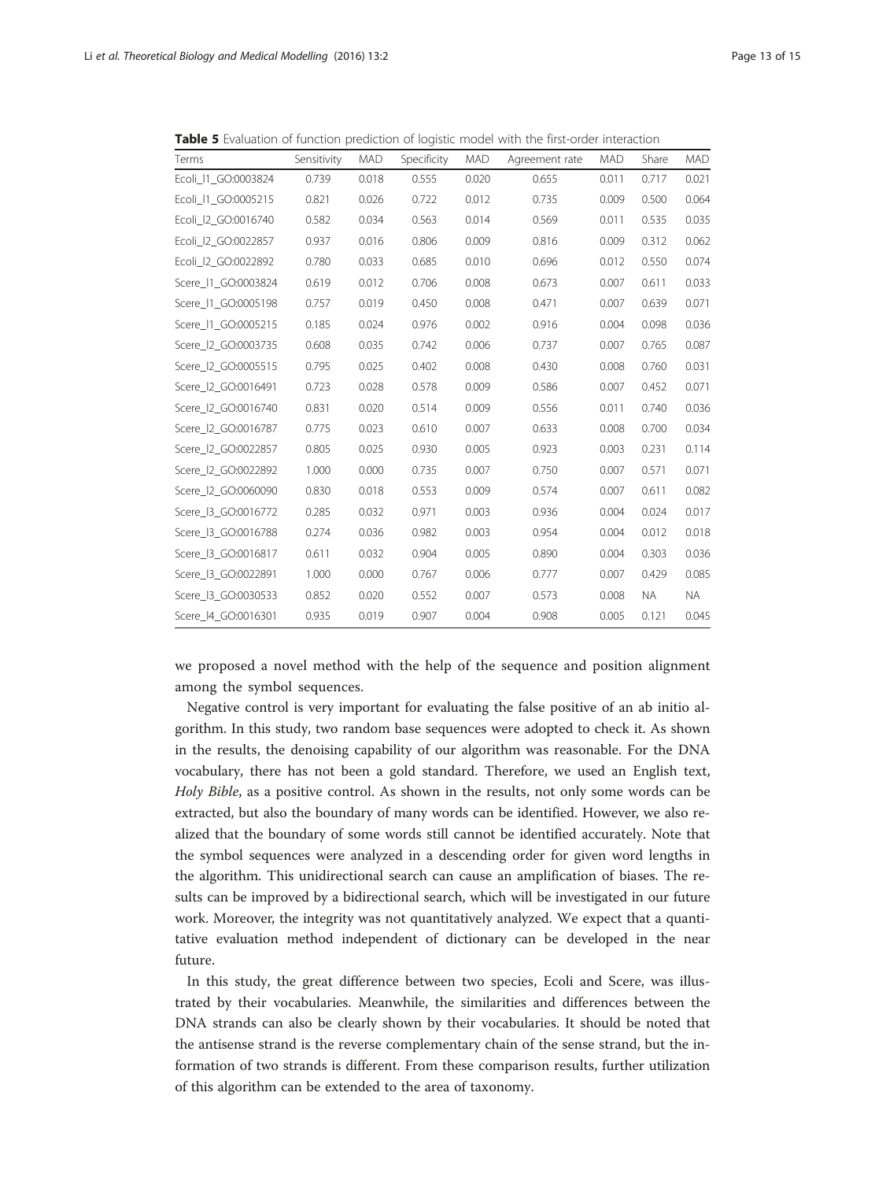**Table 5** Evaluation of function prediction of logistic model with the first-order interaction

| Terms | Sensitivity | MAD | Specificity | MAD | Agreement rate | MAD | Share | MAD |
|---|---|---|---|---|---|---|---|---|
| Ecoli_I1_GO:0003824 | 0.739 | 0.018 | 0.555 | 0.020 | 0.655 | 0.011 | 0.717 | 0.021 |
| Ecoli_I1_GO:0005215 | 0.821 | 0.026 | 0.722 | 0.012 | 0.735 | 0.009 | 0.500 | 0.064 |
| Ecoli_I2_GO:0016740 | 0.582 | 0.034 | 0.563 | 0.014 | 0.569 | 0.011 | 0.535 | 0.035 |
| Ecoli_I2_GO:0022857 | 0.937 | 0.016 | 0.806 | 0.009 | 0.816 | 0.009 | 0.312 | 0.062 |
| Ecoli_I2_GO:0022892 | 0.780 | 0.033 | 0.685 | 0.010 | 0.696 | 0.012 | 0.550 | 0.074 |
| Scere_I1_GO:0003824 | 0.619 | 0.012 | 0.706 | 0.008 | 0.673 | 0.007 | 0.611 | 0.033 |
| Scere_I1_GO:0005198 | 0.757 | 0.019 | 0.450 | 0.008 | 0.471 | 0.007 | 0.639 | 0.071 |
| Scere_I1_GO:0005215 | 0.185 | 0.024 | 0.976 | 0.002 | 0.916 | 0.004 | 0.098 | 0.036 |
| Scere_I2_GO:0003735 | 0.608 | 0.035 | 0.742 | 0.006 | 0.737 | 0.007 | 0.765 | 0.087 |
| Scere_I2_GO:0005515 | 0.795 | 0.025 | 0.402 | 0.008 | 0.430 | 0.008 | 0.760 | 0.031 |
| Scere_I2_GO:0016491 | 0.723 | 0.028 | 0.578 | 0.009 | 0.586 | 0.007 | 0.452 | 0.071 |
| Scere_I2_GO:0016740 | 0.831 | 0.020 | 0.514 | 0.009 | 0.556 | 0.011 | 0.740 | 0.036 |
| Scere_I2_GO:0016787 | 0.775 | 0.023 | 0.610 | 0.007 | 0.633 | 0.008 | 0.700 | 0.034 |
| Scere_I2_GO:0022857 | 0.805 | 0.025 | 0.930 | 0.005 | 0.923 | 0.003 | 0.231 | 0.114 |
| Scere_I2_GO:0022892 | 1.000 | 0.000 | 0.735 | 0.007 | 0.750 | 0.007 | 0.571 | 0.071 |
| Scere_I2_GO:0060090 | 0.830 | 0.018 | 0.553 | 0.009 | 0.574 | 0.007 | 0.611 | 0.082 |
| Scere_I3_GO:0016772 | 0.285 | 0.032 | 0.971 | 0.003 | 0.936 | 0.004 | 0.024 | 0.017 |
| Scere_I3_GO:0016788 | 0.274 | 0.036 | 0.982 | 0.003 | 0.954 | 0.004 | 0.012 | 0.018 |
| Scere_I3_GO:0016817 | 0.611 | 0.032 | 0.904 | 0.005 | 0.890 | 0.004 | 0.303 | 0.036 |
| Scere_I3_GO:0022891 | 1.000 | 0.000 | 0.767 | 0.006 | 0.777 | 0.007 | 0.429 | 0.085 |
| Scere_I3_GO:0030533 | 0.852 | 0.020 | 0.552 | 0.007 | 0.573 | 0.008 | NA | NA |
| Scere_I4_GO:0016301 | 0.935 | 0.019 | 0.907 | 0.004 | 0.908 | 0.005 | 0.121 | 0.045 |

we proposed a novel method with the help of the sequence and position alignment among the symbol sequences.

Negative control is very important for evaluating the false positive of an ab initio algorithm. In this study, two random base sequences were adopted to check it. As shown in the results, the denoising capability of our algorithm was reasonable. For the DNA vocabulary, there has not been a gold standard. Therefore, we used an English text, *Holy Bible*, as a positive control. As shown in the results, not only some words can be extracted, but also the boundary of many words can be identified. However, we also realized that the boundary of some words still cannot be identified accurately. Note that the symbol sequences were analyzed in a descending order for given word lengths in the algorithm. This unidirectional search can cause an amplification of biases. The results can be improved by a bidirectional search, which will be investigated in our future work. Moreover, the integrity was not quantitatively analyzed. We expect that a quantitative evaluation method independent of dictionary can be developed in the near future.

In this study, the great difference between two species, Ecoli and Scere, was illustrated by their vocabularies. Meanwhile, the similarities and differences between the DNA strands can also be clearly shown by their vocabularies. It should be noted that the antisense strand is the reverse complementary chain of the sense strand, but the information of two strands is different. From these comparison results, further utilization of this algorithm can be extended to the area of taxonomy.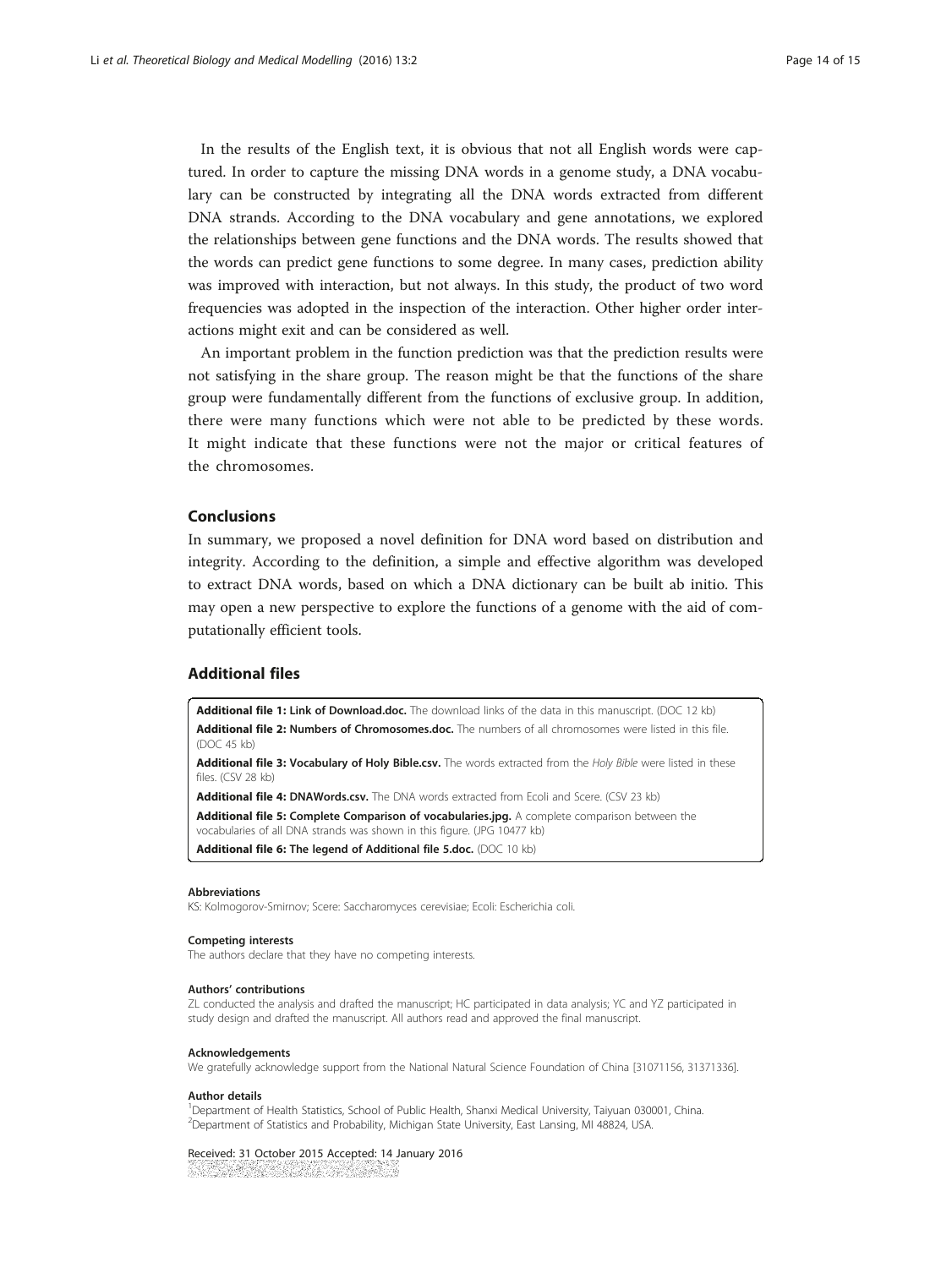In the results of the English text, it is obvious that not all English words were captured. In order to capture the missing DNA words in a genome study, a DNA vocabulary can be constructed by integrating all the DNA words extracted from different DNA strands. According to the DNA vocabulary and gene annotations, we explored the relationships between gene functions and the DNA words. The results showed that the words can predict gene functions to some degree. In many cases, prediction ability was improved with interaction, but not always. In this study, the product of two word frequencies was adopted in the inspection of the interaction. Other higher order interactions might exit and can be considered as well.

An important problem in the function prediction was that the prediction results were not satisfying in the share group. The reason might be that the functions of the share group were fundamentally different from the functions of exclusive group. In addition, there were many functions which were not able to be predicted by these words. It might indicate that these functions were not the major or critical features of the chromosomes.

## Conclusions

In summary, we proposed a novel definition for DNA word based on distribution and integrity. According to the definition, a simple and effective algorithm was developed to extract DNA words, based on which a DNA dictionary can be built ab initio. This may open a new perspective to explore the functions of a genome with the aid of computationally efficient tools.

## Additional files

**Additional file 1: Link of Download.doc.** The download links of the data in this manuscript. (DOC 12 kb)

**Additional file 2: Numbers of Chromosomes.doc.** The numbers of all chromosomes were listed in this file. (DOC 45 kb)

**Additional file 3: Vocabulary of Holy Bible.csv.** The words extracted from the *Holy Bible* were listed in these files. (CSV 28 kb)

**Additional file 4: DNAWords.csv.** The DNA words extracted from Ecoli and Scere. (CSV 23 kb)

**Additional file 5: Complete Comparison of vocabularies.jpg.** A complete comparison between the vocabularies of all DNA strands was shown in this figure. (JPG 10477 kb)

**Additional file 6: The legend of Additional file 5.doc.** (DOC 10 kb)

#### Abbreviations

KS: Kolmogorov-Smirnov; Scere: Saccharomyces cerevisiae; Ecoli: Escherichia coli.

#### Competing interests

The authors declare that they have no competing interests.

#### Authors' contributions

ZL conducted the analysis and drafted the manuscript; HC participated in data analysis; YC and YZ participated in study design and drafted the manuscript. All authors read and approved the final manuscript.

#### Acknowledgements

We gratefully acknowledge support from the National Natural Science Foundation of China [31071156, 31371336].

#### Author details

[1]Department of Health Statistics, School of Public Health, Shanxi Medical University, Taiyuan 030001, China. [2]Department of Statistics and Probability, Michigan State University, East Lansing, MI 48824, USA.

Received: 31 October 2015 Accepted: 14 January 2016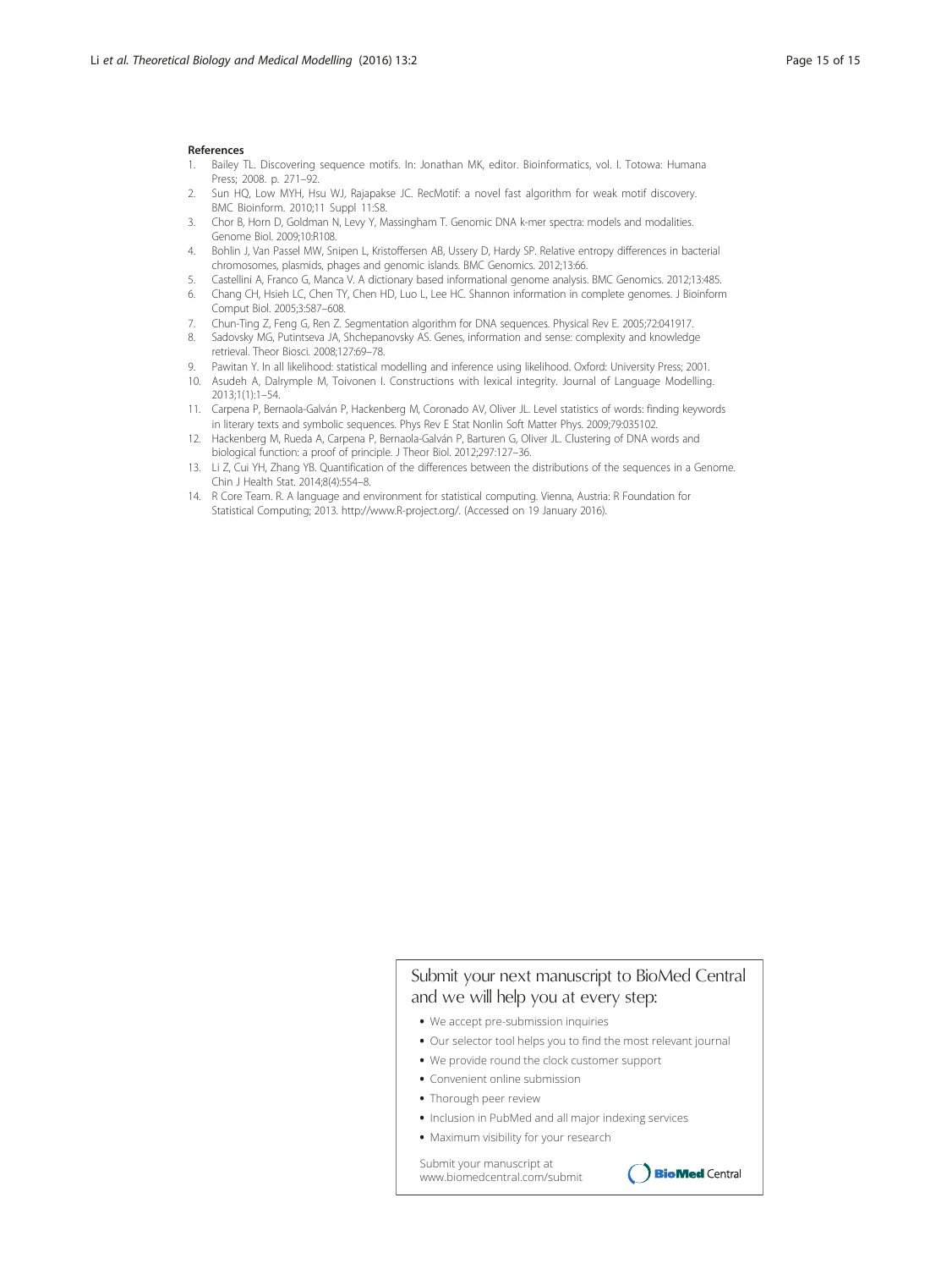#### References

1. Bailey TL. Discovering sequence motifs. In: Jonathan MK, editor. Bioinformatics, vol. I. Totowa: Humana Press; 2008. p. 271–92.
2. Sun HQ, Low MYH, Hsu WJ, Rajapakse JC. RecMotif: a novel fast algorithm for weak motif discovery. BMC Bioinform. 2010;11 Suppl 11:S8.
3. Chor B, Horn D, Goldman N, Levy Y, Massingham T. Genomic DNA k-mer spectra: models and modalities. Genome Biol. 2009;10:R108.
4. Bohlin J, Van Passel MW, Snipen L, Kristoffersen AB, Ussery D, Hardy SP. Relative entropy differences in bacterial chromosomes, plasmids, phages and genomic islands. BMC Genomics. 2012;13:66.
5. Castellini A, Franco G, Manca V. A dictionary based informational genome analysis. BMC Genomics. 2012;13:485.
6. Chang CH, Hsieh LC, Chen TY, Chen HD, Luo L, Lee HC. Shannon information in complete genomes. J Bioinform Comput Biol. 2005;3:587–608.
7. Chun-Ting Z, Feng G, Ren Z. Segmentation algorithm for DNA sequences. Physical Rev E. 2005;72:041917.
8. Sadovsky MG, Putintseva JA, Shchepanovsky AS. Genes, information and sense: complexity and knowledge retrieval. Theor Biosci. 2008;127:69–78.
9. Pawitan Y. In all likelihood: statistical modelling and inference using likelihood. Oxford: University Press; 2001.
10. Asudeh A, Dalrymple M, Toivonen I. Constructions with lexical integrity. Journal of Language Modelling. 2013;1(1):1–54.
11. Carpena P, Bernaola-Galván P, Hackenberg M, Coronado AV, Oliver JL. Level statistics of words: finding keywords in literary texts and symbolic sequences. Phys Rev E Stat Nonlin Soft Matter Phys. 2009;79:035102.
12. Hackenberg M, Rueda A, Carpena P, Bernaola-Galván P, Barturen G, Oliver JL. Clustering of DNA words and biological function: a proof of principle. J Theor Biol. 2012;297:127–36.
13. Li Z, Cui YH, Zhang YB. Quantification of the differences between the distributions of the sequences in a Genome. Chin J Health Stat. 2014;8(4):554–8.
14. R Core Team. R. A language and environment for statistical computing. Vienna, Austria: R Foundation for Statistical Computing; 2013. http://www.R-project.org/. (Accessed on 19 January 2016).

Submit your next manuscript to BioMed Central and we will help you at every step:

- We accept pre-submission inquiries
- Our selector tool helps you to find the most relevant journal
- We provide round the clock customer support
- Convenient online submission
- Thorough peer review
- Inclusion in PubMed and all major indexing services
- Maximum visibility for your research

Submit your manuscript at
www.biomedcentral.com/submit

BioMed Central